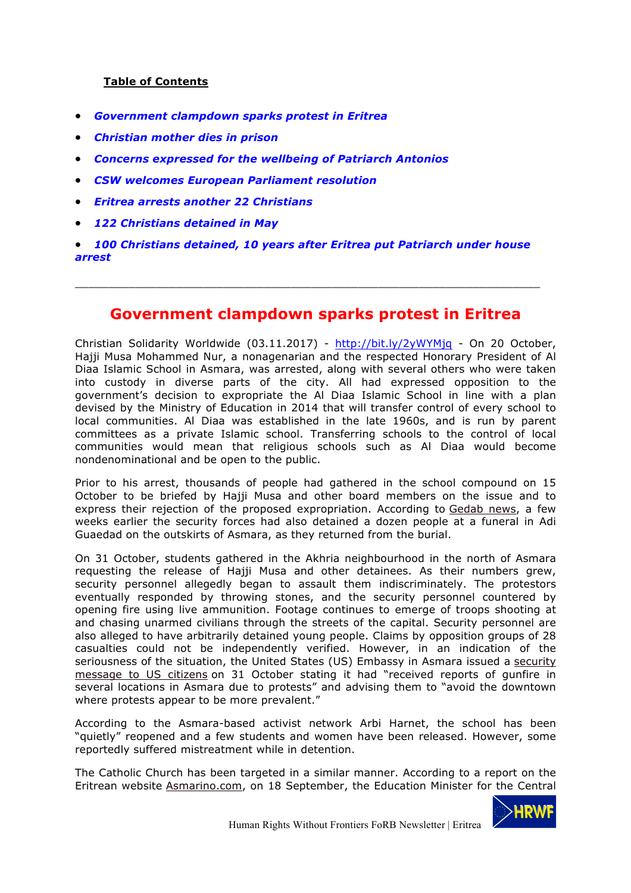**Table of Contents**

- ***Government clampdown sparks protest in Eritrea***
- ***Christian mother dies in prison***
- ***Concerns expressed for the wellbeing of Patriarch Antonios***
- ***CSW welcomes European Parliament resolution***
- ***Eritrea arrests another 22 Christians***
- ***122 Christians detained in May***
- ***100 Christians detained, 10 years after Eritrea put Patriarch under house arrest***

---

# Government clampdown sparks protest in Eritrea

Christian Solidarity Worldwide (03.11.2017) - http://bit.ly/2yWYMjq - On 20 October, Hajji Musa Mohammed Nur, a nonagenarian and the respected Honorary President of Al Diaa Islamic School in Asmara, was arrested, along with several others who were taken into custody in diverse parts of the city. All had expressed opposition to the government's decision to expropriate the Al Diaa Islamic School in line with a plan devised by the Ministry of Education in 2014 that will transfer control of every school to local communities. Al Diaa was established in the late 1960s, and is run by parent committees as a private Islamic school. Transferring schools to the control of local communities would mean that religious schools such as Al Diaa would become nondenominational and be open to the public.

Prior to his arrest, thousands of people had gathered in the school compound on 15 October to be briefed by Hajji Musa and other board members on the issue and to express their rejection of the proposed expropriation. According to Gedab news, a few weeks earlier the security forces had also detained a dozen people at a funeral in Adi Guaedad on the outskirts of Asmara, as they returned from the burial.

On 31 October, students gathered in the Akhria neighbourhood in the north of Asmara requesting the release of Hajji Musa and other detainees. As their numbers grew, security personnel allegedly began to assault them indiscriminately. The protestors eventually responded by throwing stones, and the security personnel countered by opening fire using live ammunition. Footage continues to emerge of troops shooting at and chasing unarmed civilians through the streets of the capital. Security personnel are also alleged to have arbitrarily detained young people. Claims by opposition groups of 28 casualties could not be independently verified. However, in an indication of the seriousness of the situation, the United States (US) Embassy in Asmara issued a security message to US citizens on 31 October stating it had "received reports of gunfire in several locations in Asmara due to protests" and advising them to "avoid the downtown where protests appear to be more prevalent."

According to the Asmara-based activist network Arbi Harnet, the school has been "quietly" reopened and a few students and women have been released. However, some reportedly suffered mistreatment while in detention.

The Catholic Church has been targeted in a similar manner. According to a report on the Eritrean website Asmarino.com, on 18 September, the Education Minister for the Central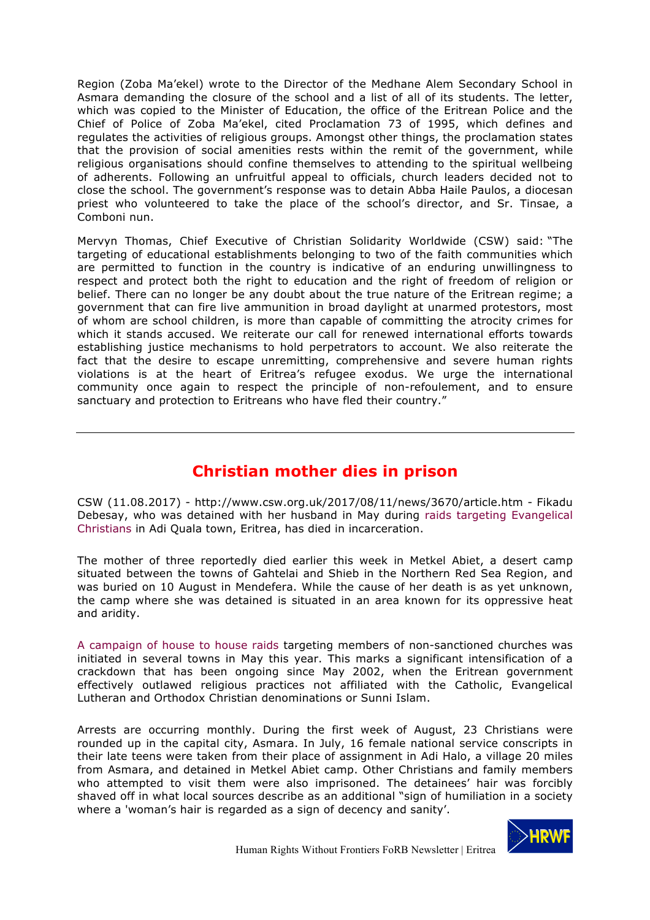Region (Zoba Ma'ekel) wrote to the Director of the Medhane Alem Secondary School in Asmara demanding the closure of the school and a list of all of its students. The letter, which was copied to the Minister of Education, the office of the Eritrean Police and the Chief of Police of Zoba Ma'ekel, cited Proclamation 73 of 1995, which defines and regulates the activities of religious groups. Amongst other things, the proclamation states that the provision of social amenities rests within the remit of the government, while religious organisations should confine themselves to attending to the spiritual wellbeing of adherents. Following an unfruitful appeal to officials, church leaders decided not to close the school. The government's response was to detain Abba Haile Paulos, a diocesan priest who volunteered to take the place of the school's director, and Sr. Tinsae, a Comboni nun.

Mervyn Thomas, Chief Executive of Christian Solidarity Worldwide (CSW) said: "The targeting of educational establishments belonging to two of the faith communities which are permitted to function in the country is indicative of an enduring unwillingness to respect and protect both the right to education and the right of freedom of religion or belief. There can no longer be any doubt about the true nature of the Eritrean regime; a government that can fire live ammunition in broad daylight at unarmed protestors, most of whom are school children, is more than capable of committing the atrocity crimes for which it stands accused. We reiterate our call for renewed international efforts towards establishing justice mechanisms to hold perpetrators to account. We also reiterate the fact that the desire to escape unremitting, comprehensive and severe human rights violations is at the heart of Eritrea's refugee exodus. We urge the international community once again to respect the principle of non-refoulement, and to ensure sanctuary and protection to Eritreans who have fled their country."

---

## Christian mother dies in prison

CSW (11.08.2017) - http://www.csw.org.uk/2017/08/11/news/3670/article.htm - Fikadu Debesay, who was detained with her husband in May during raids targeting Evangelical Christians in Adi Quala town, Eritrea, has died in incarceration.

The mother of three reportedly died earlier this week in Metkel Abiet, a desert camp situated between the towns of Gahtelai and Shieb in the Northern Red Sea Region, and was buried on 10 August in Mendefera. While the cause of her death is as yet unknown, the camp where she was detained is situated in an area known for its oppressive heat and aridity.

A campaign of house to house raids targeting members of non-sanctioned churches was initiated in several towns in May this year. This marks a significant intensification of a crackdown that has been ongoing since May 2002, when the Eritrean government effectively outlawed religious practices not affiliated with the Catholic, Evangelical Lutheran and Orthodox Christian denominations or Sunni Islam.

Arrests are occurring monthly. During the first week of August, 23 Christians were rounded up in the capital city, Asmara. In July, 16 female national service conscripts in their late teens were taken from their place of assignment in Adi Halo, a village 20 miles from Asmara, and detained in Metkel Abiet camp. Other Christians and family members who attempted to visit them were also imprisoned. The detainees' hair was forcibly shaved off in what local sources describe as an additional "sign of humiliation in a society where a 'woman's hair is regarded as a sign of decency and sanity'.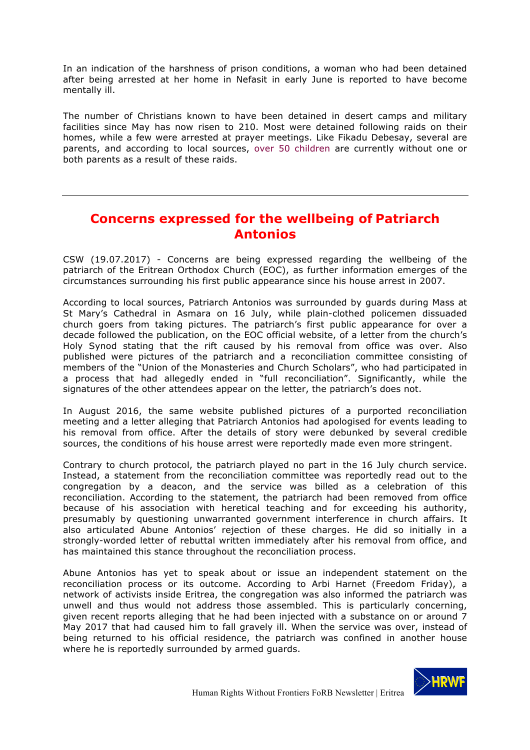In an indication of the harshness of prison conditions, a woman who had been detained after being arrested at her home in Nefasit in early June is reported to have become mentally ill.

The number of Christians known to have been detained in desert camps and military facilities since May has now risen to 210. Most were detained following raids on their homes, while a few were arrested at prayer meetings. Like Fikadu Debesay, several are parents, and according to local sources, over 50 children are currently without one or both parents as a result of these raids.

---

## Concerns expressed for the wellbeing of Patriarch Antonios

CSW (19.07.2017) - Concerns are being expressed regarding the wellbeing of the patriarch of the Eritrean Orthodox Church (EOC), as further information emerges of the circumstances surrounding his first public appearance since his house arrest in 2007.

According to local sources, Patriarch Antonios was surrounded by guards during Mass at St Mary's Cathedral in Asmara on 16 July, while plain-clothed policemen dissuaded church goers from taking pictures. The patriarch's first public appearance for over a decade followed the publication, on the EOC official website, of a letter from the church's Holy Synod stating that the rift caused by his removal from office was over. Also published were pictures of the patriarch and a reconciliation committee consisting of members of the "Union of the Monasteries and Church Scholars", who had participated in a process that had allegedly ended in "full reconciliation". Significantly, while the signatures of the other attendees appear on the letter, the patriarch's does not.

In August 2016, the same website published pictures of a purported reconciliation meeting and a letter alleging that Patriarch Antonios had apologised for events leading to his removal from office. After the details of story were debunked by several credible sources, the conditions of his house arrest were reportedly made even more stringent.

Contrary to church protocol, the patriarch played no part in the 16 July church service. Instead, a statement from the reconciliation committee was reportedly read out to the congregation by a deacon, and the service was billed as a celebration of this reconciliation. According to the statement, the patriarch had been removed from office because of his association with heretical teaching and for exceeding his authority, presumably by questioning unwarranted government interference in church affairs. It also articulated Abune Antonios' rejection of these charges. He did so initially in a strongly-worded letter of rebuttal written immediately after his removal from office, and has maintained this stance throughout the reconciliation process.

Abune Antonios has yet to speak about or issue an independent statement on the reconciliation process or its outcome. According to Arbi Harnet (Freedom Friday), a network of activists inside Eritrea, the congregation was also informed the patriarch was unwell and thus would not address those assembled. This is particularly concerning, given recent reports alleging that he had been injected with a substance on or around 7 May 2017 that had caused him to fall gravely ill. When the service was over, instead of being returned to his official residence, the patriarch was confined in another house where he is reportedly surrounded by armed guards.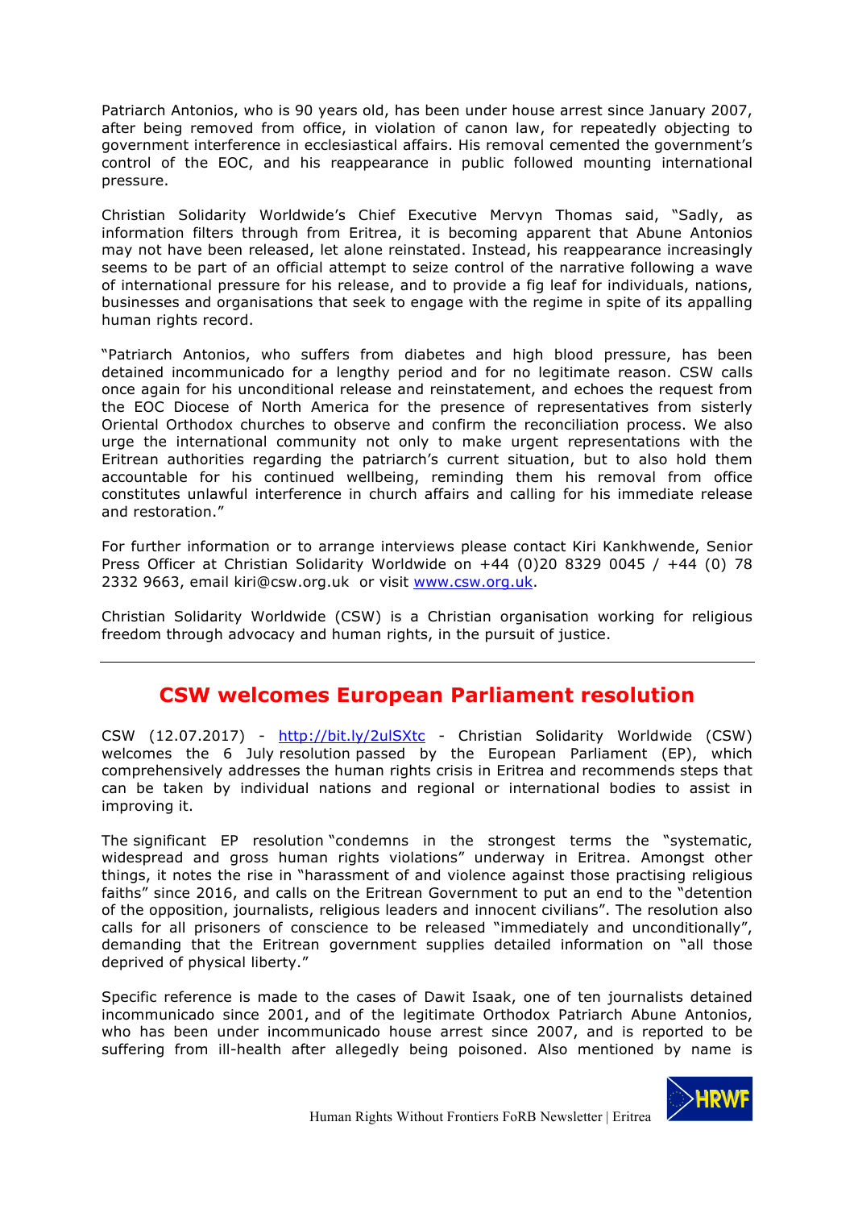Patriarch Antonios, who is 90 years old, has been under house arrest since January 2007, after being removed from office, in violation of canon law, for repeatedly objecting to government interference in ecclesiastical affairs. His removal cemented the government's control of the EOC, and his reappearance in public followed mounting international pressure.

Christian Solidarity Worldwide's Chief Executive Mervyn Thomas said, "Sadly, as information filters through from Eritrea, it is becoming apparent that Abune Antonios may not have been released, let alone reinstated. Instead, his reappearance increasingly seems to be part of an official attempt to seize control of the narrative following a wave of international pressure for his release, and to provide a fig leaf for individuals, nations, businesses and organisations that seek to engage with the regime in spite of its appalling human rights record.

"Patriarch Antonios, who suffers from diabetes and high blood pressure, has been detained incommunicado for a lengthy period and for no legitimate reason. CSW calls once again for his unconditional release and reinstatement, and echoes the request from the EOC Diocese of North America for the presence of representatives from sisterly Oriental Orthodox churches to observe and confirm the reconciliation process. We also urge the international community not only to make urgent representations with the Eritrean authorities regarding the patriarch's current situation, but to also hold them accountable for his continued wellbeing, reminding them his removal from office constitutes unlawful interference in church affairs and calling for his immediate release and restoration."

For further information or to arrange interviews please contact Kiri Kankhwende, Senior Press Officer at Christian Solidarity Worldwide on +44 (0)20 8329 0045 / +44 (0) 78 2332 9663, email kiri@csw.org.uk or visit [www.csw.org.uk](www.csw.org.uk).

Christian Solidarity Worldwide (CSW) is a Christian organisation working for religious freedom through advocacy and human rights, in the pursuit of justice.

---

## CSW welcomes European Parliament resolution

CSW (12.07.2017) - [http://bit.ly/2ulSXtc](http://bit.ly/2ulSXtc) - Christian Solidarity Worldwide (CSW) welcomes the 6 July resolution passed by the European Parliament (EP), which comprehensively addresses the human rights crisis in Eritrea and recommends steps that can be taken by individual nations and regional or international bodies to assist in improving it.

The significant EP resolution "condemns in the strongest terms the "systematic, widespread and gross human rights violations" underway in Eritrea. Amongst other things, it notes the rise in "harassment of and violence against those practising religious faiths" since 2016, and calls on the Eritrean Government to put an end to the "detention of the opposition, journalists, religious leaders and innocent civilians". The resolution also calls for all prisoners of conscience to be released "immediately and unconditionally", demanding that the Eritrean government supplies detailed information on "all those deprived of physical liberty."

Specific reference is made to the cases of Dawit Isaak, one of ten journalists detained incommunicado since 2001, and of the legitimate Orthodox Patriarch Abune Antonios, who has been under incommunicado house arrest since 2007, and is reported to be suffering from ill-health after allegedly being poisoned. Also mentioned by name is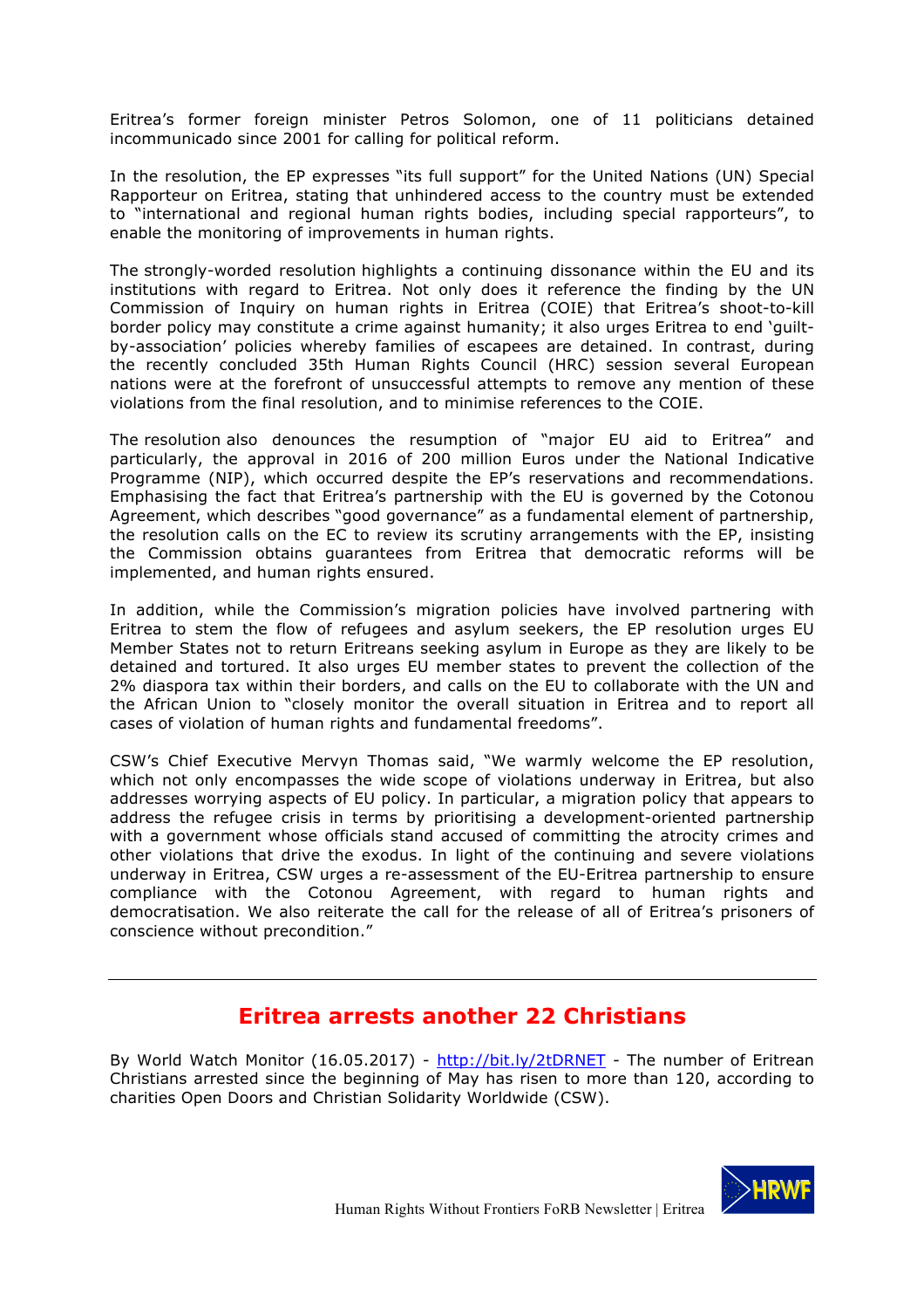Eritrea's former foreign minister Petros Solomon, one of 11 politicians detained incommunicado since 2001 for calling for political reform.

In the resolution, the EP expresses "its full support" for the United Nations (UN) Special Rapporteur on Eritrea, stating that unhindered access to the country must be extended to "international and regional human rights bodies, including special rapporteurs", to enable the monitoring of improvements in human rights.

The strongly-worded resolution highlights a continuing dissonance within the EU and its institutions with regard to Eritrea. Not only does it reference the finding by the UN Commission of Inquiry on human rights in Eritrea (COIE) that Eritrea's shoot-to-kill border policy may constitute a crime against humanity; it also urges Eritrea to end 'guilt-by-association' policies whereby families of escapees are detained. In contrast, during the recently concluded 35th Human Rights Council (HRC) session several European nations were at the forefront of unsuccessful attempts to remove any mention of these violations from the final resolution, and to minimise references to the COIE.

The resolution also denounces the resumption of "major EU aid to Eritrea" and particularly, the approval in 2016 of 200 million Euros under the National Indicative Programme (NIP), which occurred despite the EP's reservations and recommendations. Emphasising the fact that Eritrea's partnership with the EU is governed by the Cotonou Agreement, which describes "good governance" as a fundamental element of partnership, the resolution calls on the EC to review its scrutiny arrangements with the EP, insisting the Commission obtains guarantees from Eritrea that democratic reforms will be implemented, and human rights ensured.

In addition, while the Commission's migration policies have involved partnering with Eritrea to stem the flow of refugees and asylum seekers, the EP resolution urges EU Member States not to return Eritreans seeking asylum in Europe as they are likely to be detained and tortured. It also urges EU member states to prevent the collection of the 2% diaspora tax within their borders, and calls on the EU to collaborate with the UN and the African Union to "closely monitor the overall situation in Eritrea and to report all cases of violation of human rights and fundamental freedoms".

CSW's Chief Executive Mervyn Thomas said, "We warmly welcome the EP resolution, which not only encompasses the wide scope of violations underway in Eritrea, but also addresses worrying aspects of EU policy. In particular, a migration policy that appears to address the refugee crisis in terms by prioritising a development-oriented partnership with a government whose officials stand accused of committing the atrocity crimes and other violations that drive the exodus. In light of the continuing and severe violations underway in Eritrea, CSW urges a re-assessment of the EU-Eritrea partnership to ensure compliance with the Cotonou Agreement, with regard to human rights and democratisation. We also reiterate the call for the release of all of Eritrea's prisoners of conscience without precondition."

---

## Eritrea arrests another 22 Christians

By World Watch Monitor (16.05.2017) - http://bit.ly/2tDRNET - The number of Eritrean Christians arrested since the beginning of May has risen to more than 120, according to charities Open Doors and Christian Solidarity Worldwide (CSW).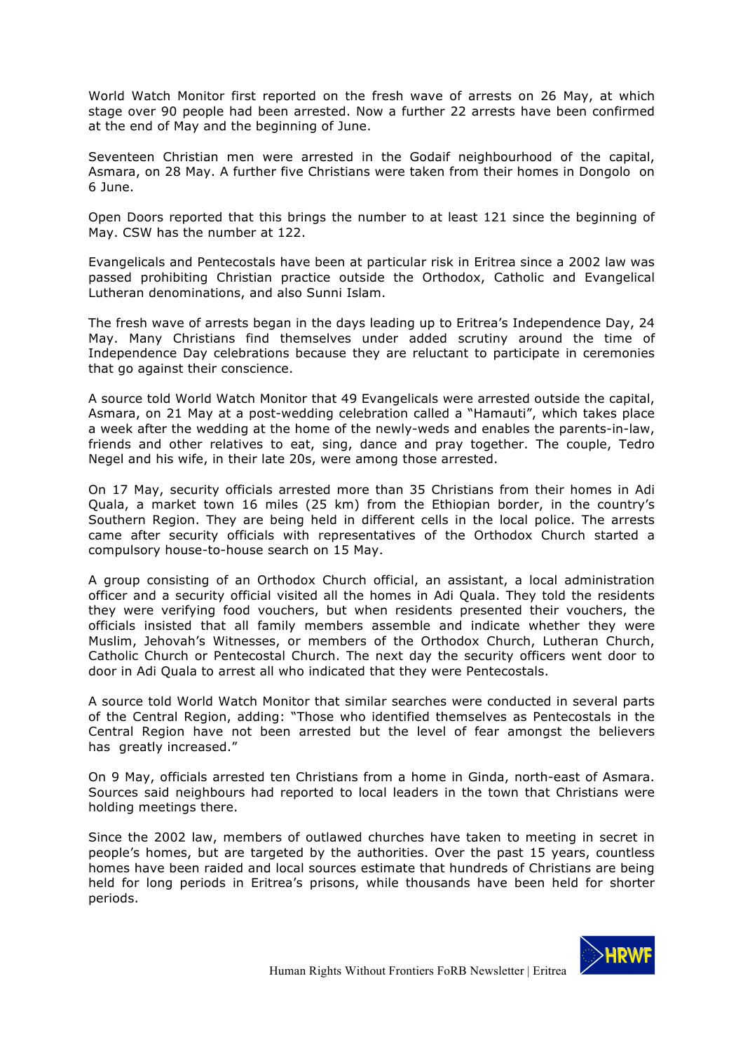World Watch Monitor first reported on the fresh wave of arrests on 26 May, at which stage over 90 people had been arrested. Now a further 22 arrests have been confirmed at the end of May and the beginning of June.

Seventeen Christian men were arrested in the Godaif neighbourhood of the capital, Asmara, on 28 May. A further five Christians were taken from their homes in Dongolo on 6 June.

Open Doors reported that this brings the number to at least 121 since the beginning of May. CSW has the number at 122.

Evangelicals and Pentecostals have been at particular risk in Eritrea since a 2002 law was passed prohibiting Christian practice outside the Orthodox, Catholic and Evangelical Lutheran denominations, and also Sunni Islam.

The fresh wave of arrests began in the days leading up to Eritrea's Independence Day, 24 May. Many Christians find themselves under added scrutiny around the time of Independence Day celebrations because they are reluctant to participate in ceremonies that go against their conscience.

A source told World Watch Monitor that 49 Evangelicals were arrested outside the capital, Asmara, on 21 May at a post-wedding celebration called a "Hamauti", which takes place a week after the wedding at the home of the newly-weds and enables the parents-in-law, friends and other relatives to eat, sing, dance and pray together. The couple, Tedro Negel and his wife, in their late 20s, were among those arrested.

On 17 May, security officials arrested more than 35 Christians from their homes in Adi Quala, a market town 16 miles (25 km) from the Ethiopian border, in the country's Southern Region. They are being held in different cells in the local police. The arrests came after security officials with representatives of the Orthodox Church started a compulsory house-to-house search on 15 May.

A group consisting of an Orthodox Church official, an assistant, a local administration officer and a security official visited all the homes in Adi Quala. They told the residents they were verifying food vouchers, but when residents presented their vouchers, the officials insisted that all family members assemble and indicate whether they were Muslim, Jehovah's Witnesses, or members of the Orthodox Church, Lutheran Church, Catholic Church or Pentecostal Church. The next day the security officers went door to door in Adi Quala to arrest all who indicated that they were Pentecostals.

A source told World Watch Monitor that similar searches were conducted in several parts of the Central Region, adding: "Those who identified themselves as Pentecostals in the Central Region have not been arrested but the level of fear amongst the believers has greatly increased."

On 9 May, officials arrested ten Christians from a home in Ginda, north-east of Asmara. Sources said neighbours had reported to local leaders in the town that Christians were holding meetings there.

Since the 2002 law, members of outlawed churches have taken to meeting in secret in people's homes, but are targeted by the authorities. Over the past 15 years, countless homes have been raided and local sources estimate that hundreds of Christians are being held for long periods in Eritrea's prisons, while thousands have been held for shorter periods.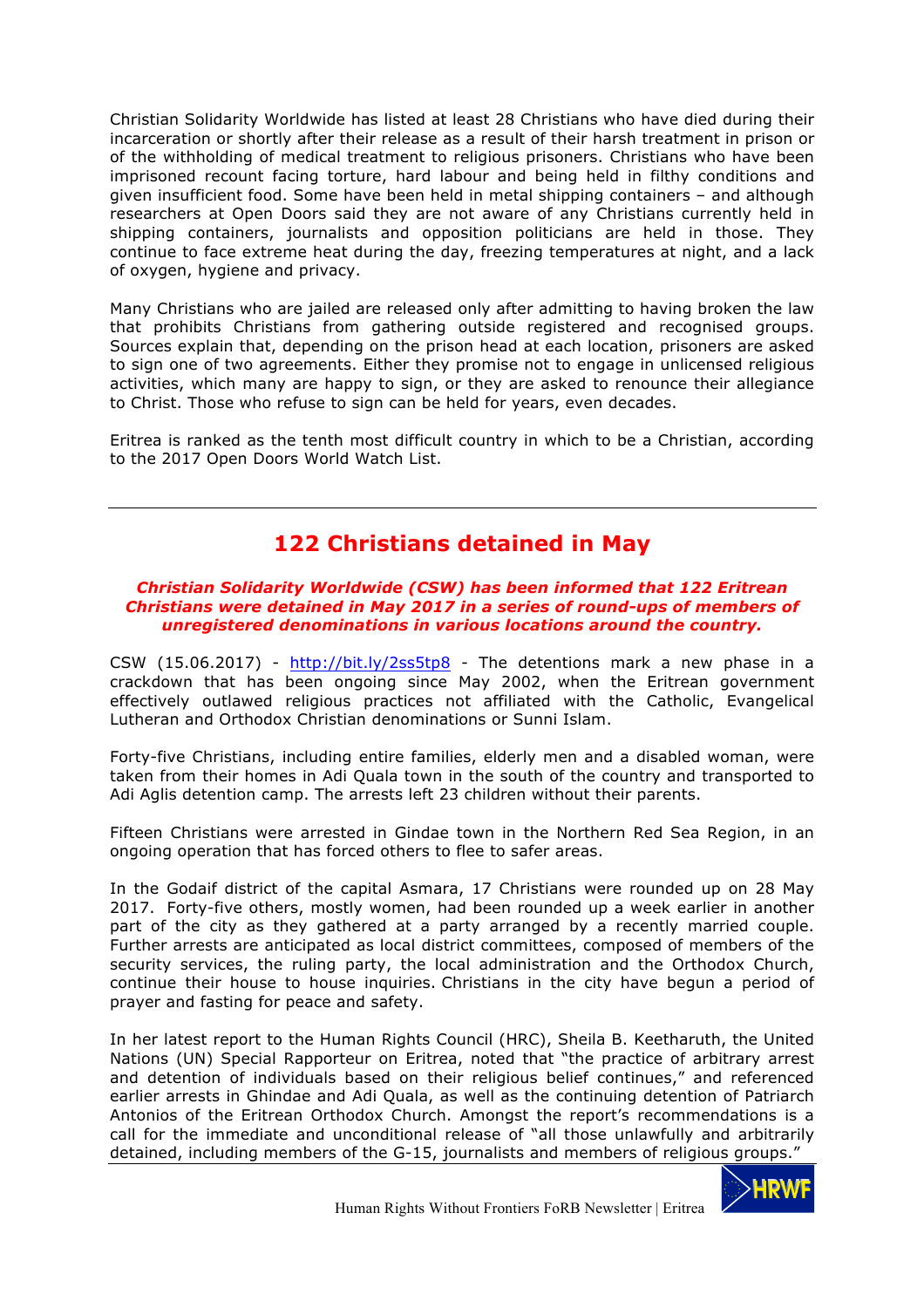Christian Solidarity Worldwide has listed at least 28 Christians who have died during their incarceration or shortly after their release as a result of their harsh treatment in prison or of the withholding of medical treatment to religious prisoners. Christians who have been imprisoned recount facing torture, hard labour and being held in filthy conditions and given insufficient food. Some have been held in metal shipping containers – and although researchers at Open Doors said they are not aware of any Christians currently held in shipping containers, journalists and opposition politicians are held in those. They continue to face extreme heat during the day, freezing temperatures at night, and a lack of oxygen, hygiene and privacy.

Many Christians who are jailed are released only after admitting to having broken the law that prohibits Christians from gathering outside registered and recognised groups. Sources explain that, depending on the prison head at each location, prisoners are asked to sign one of two agreements. Either they promise not to engage in unlicensed religious activities, which many are happy to sign, or they are asked to renounce their allegiance to Christ. Those who refuse to sign can be held for years, even decades.

Eritrea is ranked as the tenth most difficult country in which to be a Christian, according to the 2017 Open Doors World Watch List.

---

## 122 Christians detained in May

***Christian Solidarity Worldwide (CSW) has been informed that 122 Eritrean Christians were detained in May 2017 in a series of round-ups of members of unregistered denominations in various locations around the country.***

CSW (15.06.2017) - http://bit.ly/2ss5tp8 - The detentions mark a new phase in a crackdown that has been ongoing since May 2002, when the Eritrean government effectively outlawed religious practices not affiliated with the Catholic, Evangelical Lutheran and Orthodox Christian denominations or Sunni Islam.

Forty-five Christians, including entire families, elderly men and a disabled woman, were taken from their homes in Adi Quala town in the south of the country and transported to Adi Aglis detention camp. The arrests left 23 children without their parents.

Fifteen Christians were arrested in Gindae town in the Northern Red Sea Region, in an ongoing operation that has forced others to flee to safer areas.

In the Godaif district of the capital Asmara, 17 Christians were rounded up on 28 May 2017. Forty-five others, mostly women, had been rounded up a week earlier in another part of the city as they gathered at a party arranged by a recently married couple. Further arrests are anticipated as local district committees, composed of members of the security services, the ruling party, the local administration and the Orthodox Church, continue their house to house inquiries. Christians in the city have begun a period of prayer and fasting for peace and safety.

In her latest report to the Human Rights Council (HRC), Sheila B. Keetharuth, the United Nations (UN) Special Rapporteur on Eritrea, noted that "the practice of arbitrary arrest and detention of individuals based on their religious belief continues," and referenced earlier arrests in Ghindae and Adi Quala, as well as the continuing detention of Patriarch Antonios of the Eritrean Orthodox Church. Amongst the report's recommendations is a call for the immediate and unconditional release of "all those unlawfully and arbitrarily detained, including members of the G-15, journalists and members of religious groups."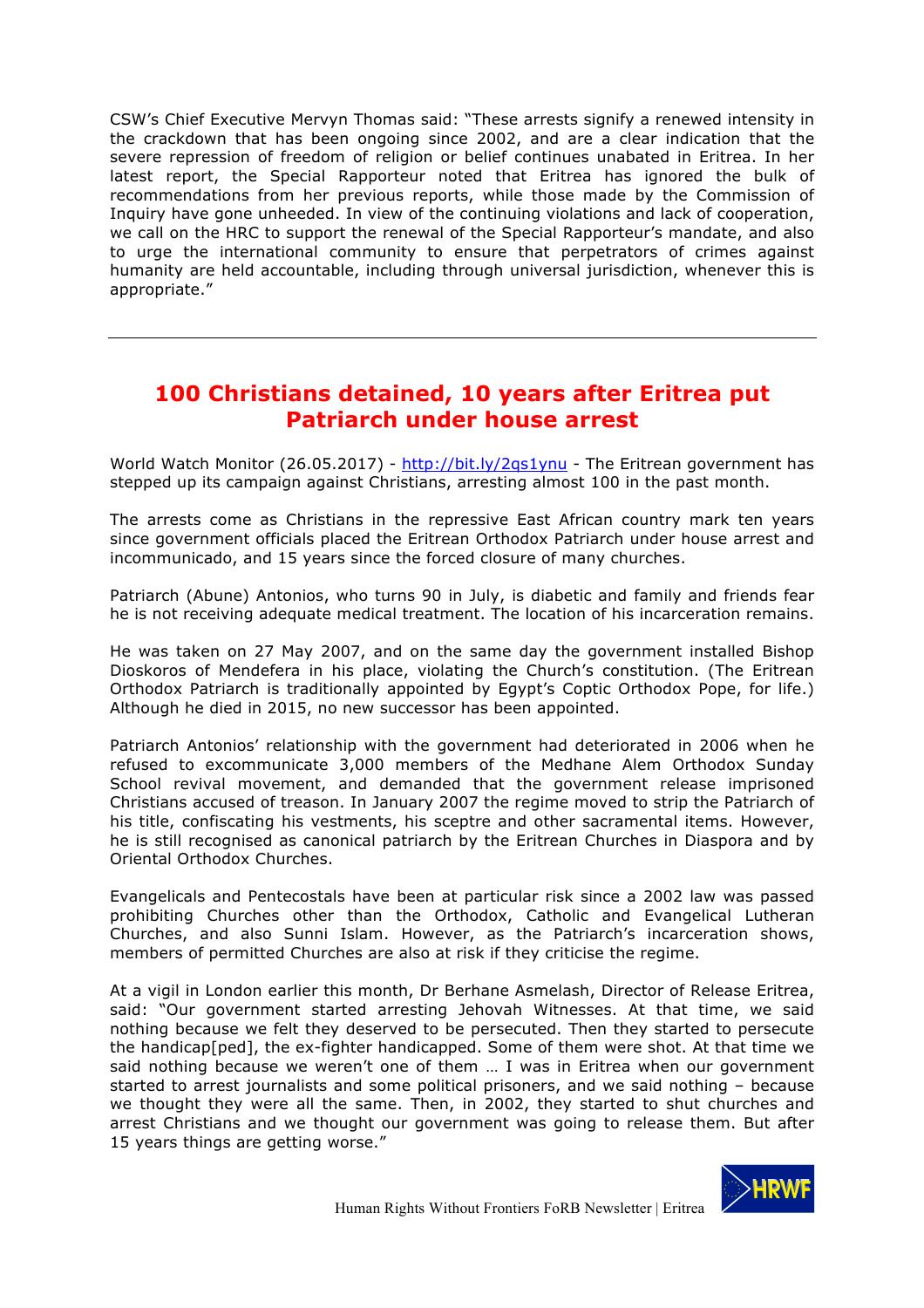CSW's Chief Executive Mervyn Thomas said: "These arrests signify a renewed intensity in the crackdown that has been ongoing since 2002, and are a clear indication that the severe repression of freedom of religion or belief continues unabated in Eritrea. In her latest report, the Special Rapporteur noted that Eritrea has ignored the bulk of recommendations from her previous reports, while those made by the Commission of Inquiry have gone unheeded. In view of the continuing violations and lack of cooperation, we call on the HRC to support the renewal of the Special Rapporteur's mandate, and also to urge the international community to ensure that perpetrators of crimes against humanity are held accountable, including through universal jurisdiction, whenever this is appropriate."

---

## 100 Christians detained, 10 years after Eritrea put Patriarch under house arrest

World Watch Monitor (26.05.2017) - http://bit.ly/2qs1ynu - The Eritrean government has stepped up its campaign against Christians, arresting almost 100 in the past month.

The arrests come as Christians in the repressive East African country mark ten years since government officials placed the Eritrean Orthodox Patriarch under house arrest and incommunicado, and 15 years since the forced closure of many churches.

Patriarch (Abune) Antonios, who turns 90 in July, is diabetic and family and friends fear he is not receiving adequate medical treatment. The location of his incarceration remains.

He was taken on 27 May 2007, and on the same day the government installed Bishop Dioskoros of Mendefera in his place, violating the Church's constitution. (The Eritrean Orthodox Patriarch is traditionally appointed by Egypt's Coptic Orthodox Pope, for life.) Although he died in 2015, no new successor has been appointed.

Patriarch Antonios' relationship with the government had deteriorated in 2006 when he refused to excommunicate 3,000 members of the Medhane Alem Orthodox Sunday School revival movement, and demanded that the government release imprisoned Christians accused of treason. In January 2007 the regime moved to strip the Patriarch of his title, confiscating his vestments, his sceptre and other sacramental items. However, he is still recognised as canonical patriarch by the Eritrean Churches in Diaspora and by Oriental Orthodox Churches.

Evangelicals and Pentecostals have been at particular risk since a 2002 law was passed prohibiting Churches other than the Orthodox, Catholic and Evangelical Lutheran Churches, and also Sunni Islam. However, as the Patriarch's incarceration shows, members of permitted Churches are also at risk if they criticise the regime.

At a vigil in London earlier this month, Dr Berhane Asmelash, Director of Release Eritrea, said: "Our government started arresting Jehovah Witnesses. At that time, we said nothing because we felt they deserved to be persecuted. Then they started to persecute the handicap[ped], the ex-fighter handicapped. Some of them were shot. At that time we said nothing because we weren't one of them … I was in Eritrea when our government started to arrest journalists and some political prisoners, and we said nothing – because we thought they were all the same. Then, in 2002, they started to shut churches and arrest Christians and we thought our government was going to release them. But after 15 years things are getting worse."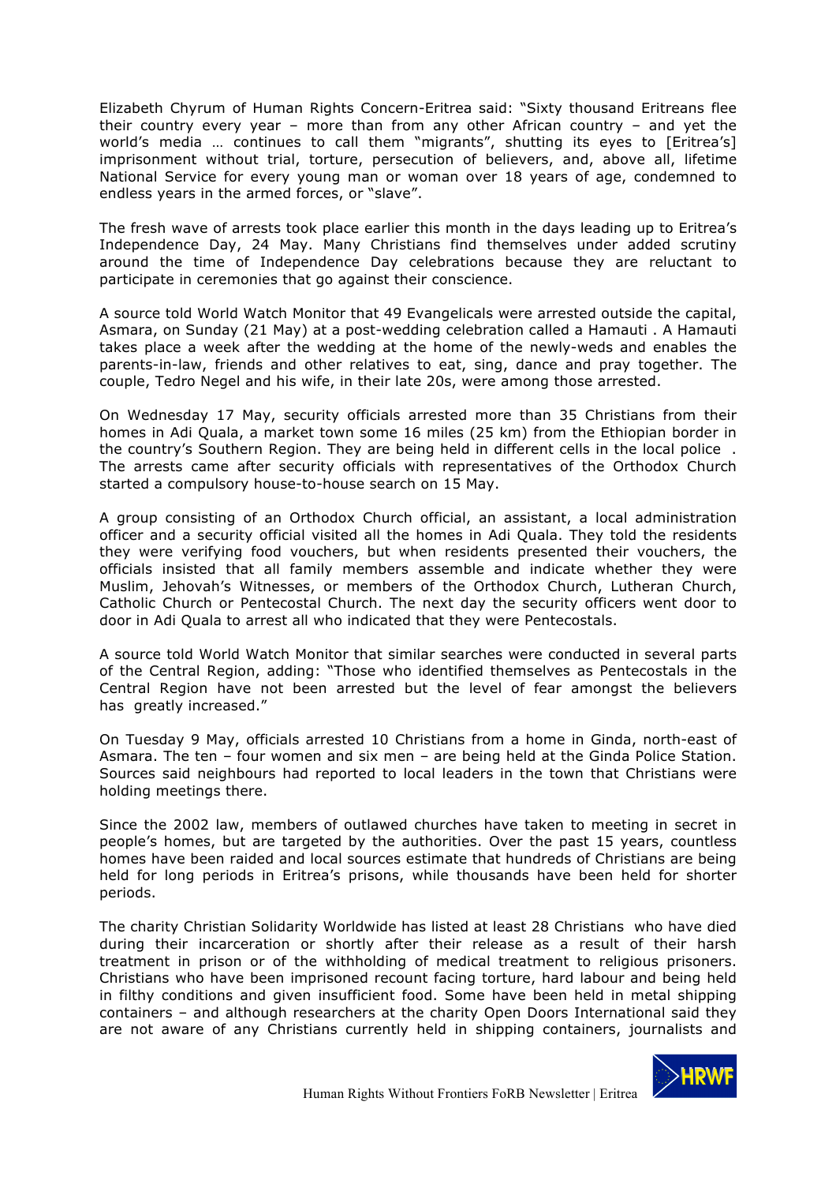Elizabeth Chyrum of Human Rights Concern-Eritrea said: "Sixty thousand Eritreans flee their country every year – more than from any other African country – and yet the world's media … continues to call them "migrants", shutting its eyes to [Eritrea's] imprisonment without trial, torture, persecution of believers, and, above all, lifetime National Service for every young man or woman over 18 years of age, condemned to endless years in the armed forces, or "slave".

The fresh wave of arrests took place earlier this month in the days leading up to Eritrea's Independence Day, 24 May. Many Christians find themselves under added scrutiny around the time of Independence Day celebrations because they are reluctant to participate in ceremonies that go against their conscience.

A source told World Watch Monitor that 49 Evangelicals were arrested outside the capital, Asmara, on Sunday (21 May) at a post-wedding celebration called a Hamauti . A Hamauti takes place a week after the wedding at the home of the newly-weds and enables the parents-in-law, friends and other relatives to eat, sing, dance and pray together. The couple, Tedro Negel and his wife, in their late 20s, were among those arrested.

On Wednesday 17 May, security officials arrested more than 35 Christians from their homes in Adi Quala, a market town some 16 miles (25 km) from the Ethiopian border in the country's Southern Region. They are being held in different cells in the local police . The arrests came after security officials with representatives of the Orthodox Church started a compulsory house-to-house search on 15 May.

A group consisting of an Orthodox Church official, an assistant, a local administration officer and a security official visited all the homes in Adi Quala. They told the residents they were verifying food vouchers, but when residents presented their vouchers, the officials insisted that all family members assemble and indicate whether they were Muslim, Jehovah's Witnesses, or members of the Orthodox Church, Lutheran Church, Catholic Church or Pentecostal Church. The next day the security officers went door to door in Adi Quala to arrest all who indicated that they were Pentecostals.

A source told World Watch Monitor that similar searches were conducted in several parts of the Central Region, adding: "Those who identified themselves as Pentecostals in the Central Region have not been arrested but the level of fear amongst the believers has greatly increased."

On Tuesday 9 May, officials arrested 10 Christians from a home in Ginda, north-east of Asmara. The ten – four women and six men – are being held at the Ginda Police Station. Sources said neighbours had reported to local leaders in the town that Christians were holding meetings there.

Since the 2002 law, members of outlawed churches have taken to meeting in secret in people's homes, but are targeted by the authorities. Over the past 15 years, countless homes have been raided and local sources estimate that hundreds of Christians are being held for long periods in Eritrea's prisons, while thousands have been held for shorter periods.

The charity Christian Solidarity Worldwide has listed at least 28 Christians who have died during their incarceration or shortly after their release as a result of their harsh treatment in prison or of the withholding of medical treatment to religious prisoners. Christians who have been imprisoned recount facing torture, hard labour and being held in filthy conditions and given insufficient food. Some have been held in metal shipping containers – and although researchers at the charity Open Doors International said they are not aware of any Christians currently held in shipping containers, journalists and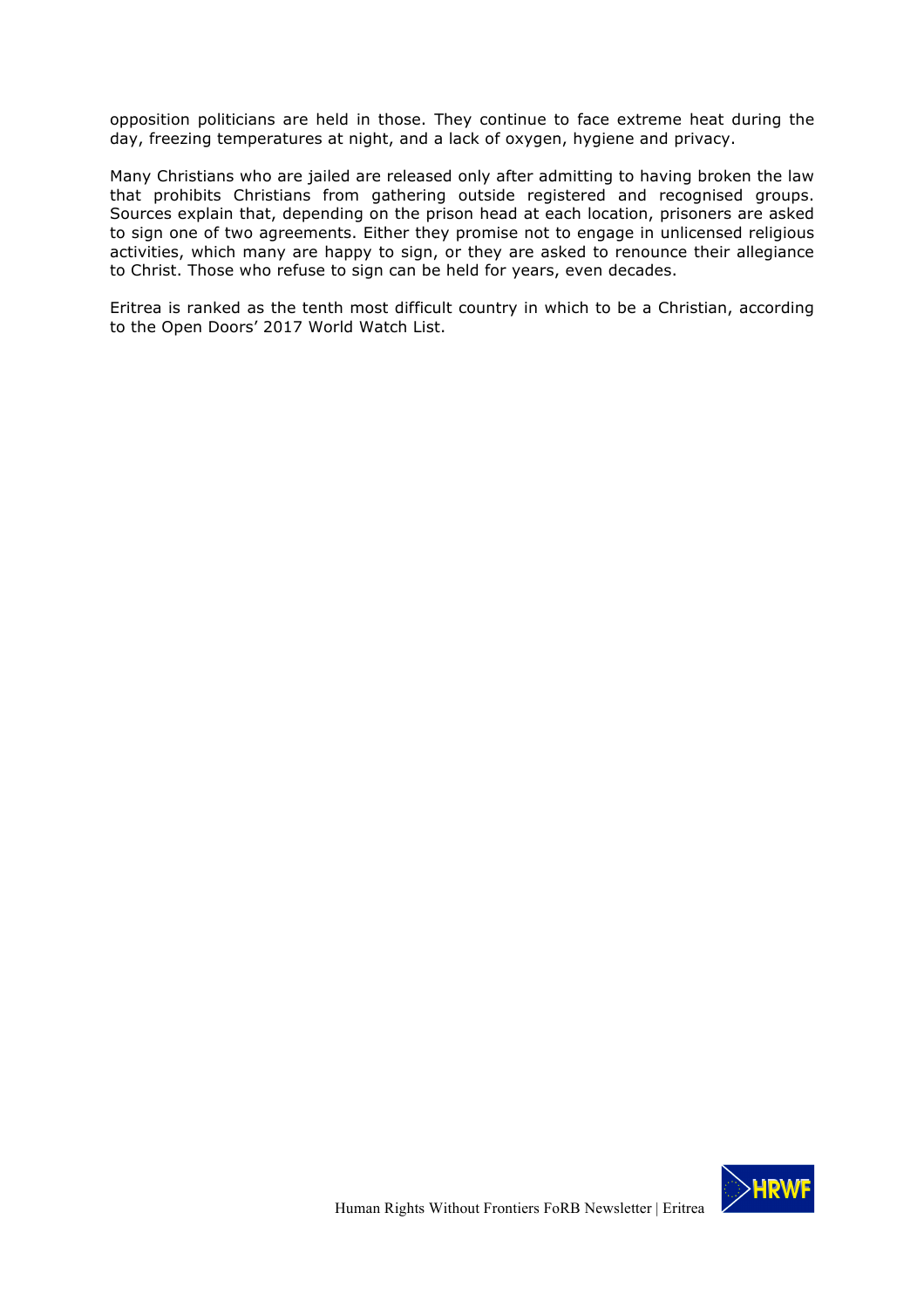opposition politicians are held in those. They continue to face extreme heat during the day, freezing temperatures at night, and a lack of oxygen, hygiene and privacy.

Many Christians who are jailed are released only after admitting to having broken the law that prohibits Christians from gathering outside registered and recognised groups. Sources explain that, depending on the prison head at each location, prisoners are asked to sign one of two agreements. Either they promise not to engage in unlicensed religious activities, which many are happy to sign, or they are asked to renounce their allegiance to Christ. Those who refuse to sign can be held for years, even decades.

Eritrea is ranked as the tenth most difficult country in which to be a Christian, according to the Open Doors' 2017 World Watch List.